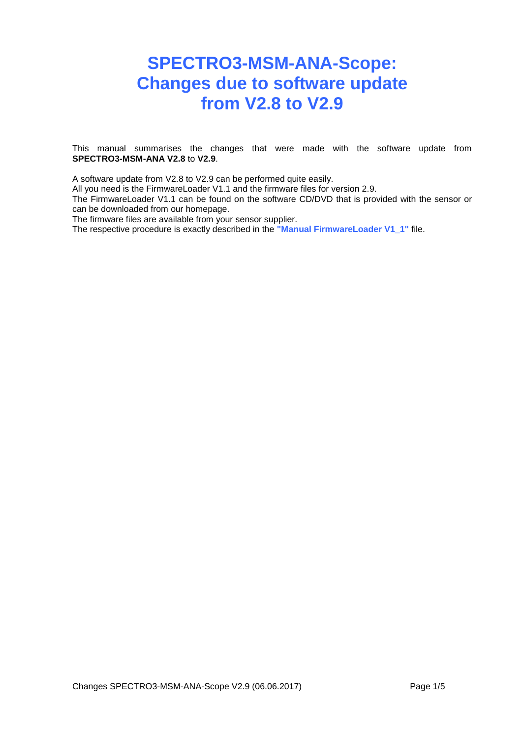# SPECTRO3-MSM-ANA-Scope: Changes due to software update from V2.8 to V2.9

This manual summarises the changes that were made with the software update from **SPECTRO3-MSM-ANA V2.8** to **V2.9**.

A software update from V2.8 to V2.9 can be performed quite easily.
All you need is the FirmwareLoader V1.1 and the firmware files for version 2.9.
The FirmwareLoader V1.1 can be found on the software CD/DVD that is provided with the sensor or can be downloaded from our homepage.
The firmware files are available from your sensor supplier.
The respective procedure is exactly described in the **"Manual FirmwareLoader V1_1"** file.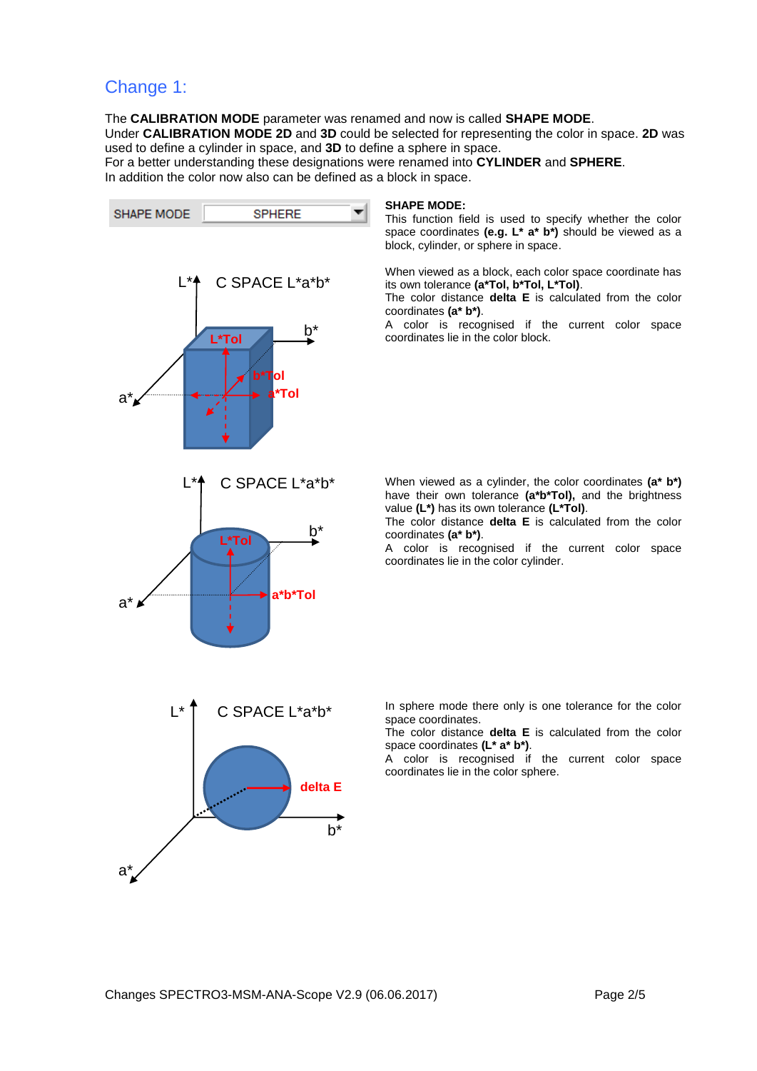## Change 1:

The **CALIBRATION MODE** parameter was renamed and now is called **SHAPE MODE**.
Under **CALIBRATION MODE 2D** and **3D** could be selected for representing the color in space. **2D** was used to define a cylinder in space, and **3D** to define a sphere in space.
For a better understanding these designations were renamed into **CYLINDER** and **SPHERE**.
In addition the color now also can be defined as a block in space.

**SHAPE MODE:**
This function field is used to specify whether the color space coordinates **(e.g. L* a* b*)** should be viewed as a block, cylinder, or sphere in space.

When viewed as a block, each color space coordinate has its own tolerance **(a*Tol, b*Tol, L*Tol)**.
The color distance **delta E** is calculated from the color coordinates **(a* b*)**.
A color is recognised if the current color space coordinates lie in the color block.

When viewed as a cylinder, the color coordinates **(a* b*)** have their own tolerance **(a*b*Tol),** and the brightness value **(L*)** has its own tolerance **(L*Tol)**.
The color distance **delta E** is calculated from the color coordinates **(a* b*)**.
A color is recognised if the current color space coordinates lie in the color cylinder.

In sphere mode there only is one tolerance for the color space coordinates.
The color distance **delta E** is calculated from the color space coordinates **(L* a* b*)**.
A color is recognised if the current color space coordinates lie in the color sphere.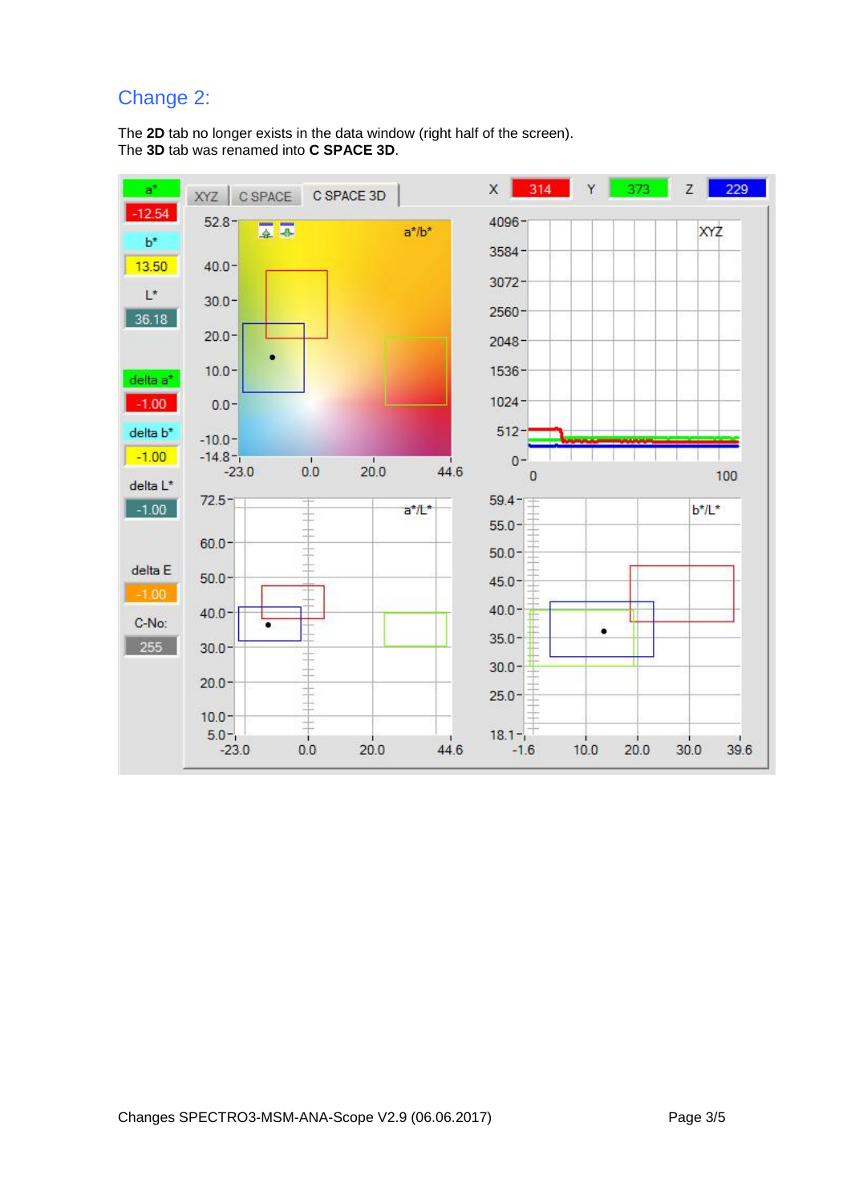## Change 2:

The **2D** tab no longer exists in the data window (right half of the screen).
The **3D** tab was renamed into **C SPACE 3D**.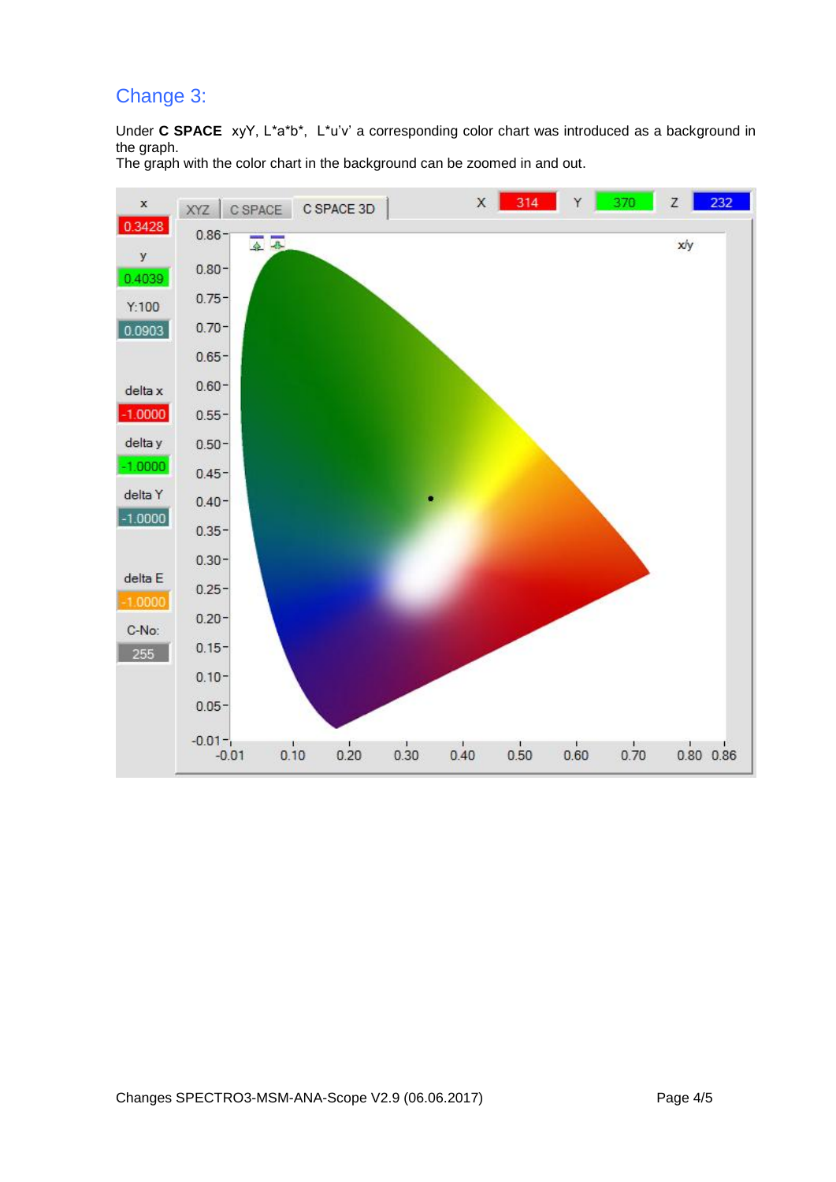## Change 3:

Under **C SPACE** xyY, L*a*b*, L*u'v' a corresponding color chart was introduced as a background in the graph.
The graph with the color chart in the background can be zoomed in and out.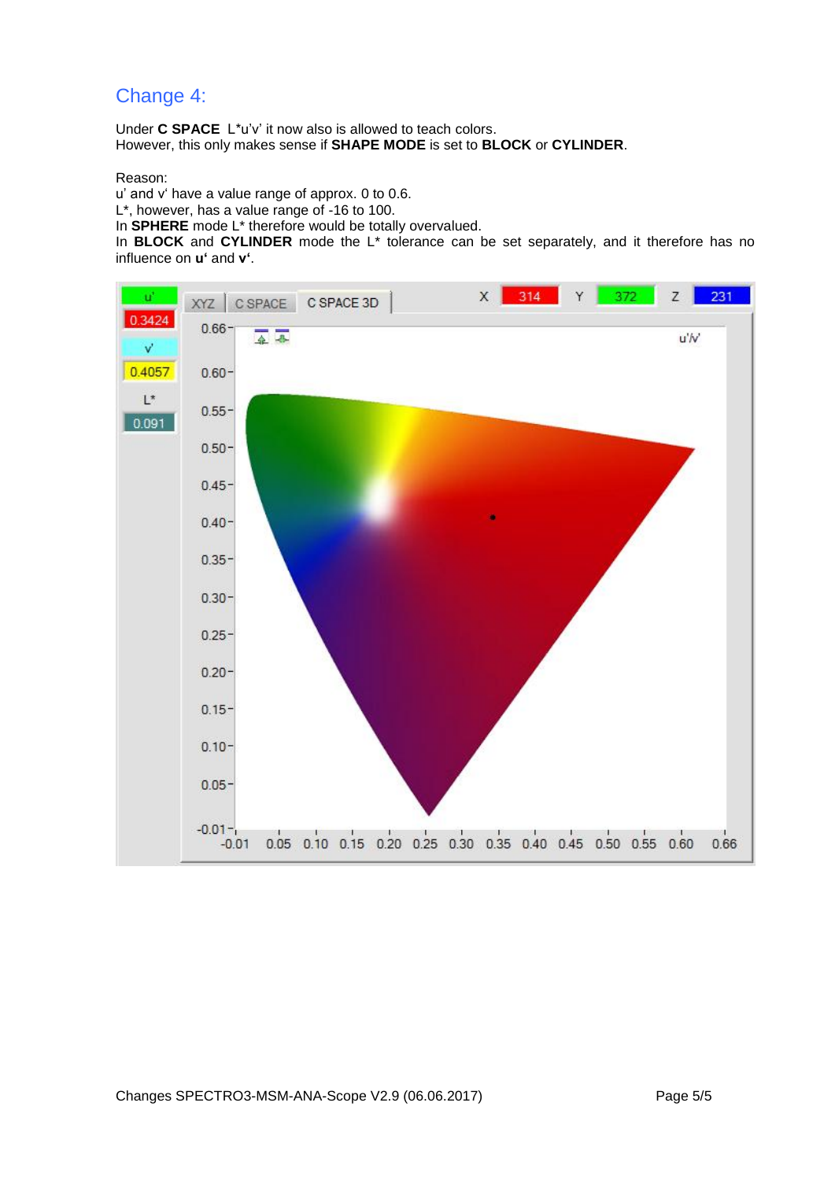## Change 4:

Under **C SPACE** L*u'v' it now also is allowed to teach colors.
However, this only makes sense if **SHAPE MODE** is set to **BLOCK** or **CYLINDER**.

Reason:
u' and v' have a value range of approx. 0 to 0.6.
L*, however, has a value range of -16 to 100.
In **SPHERE** mode L* therefore would be totally overvalued.
In **BLOCK** and **CYLINDER** mode the L* tolerance can be set separately, and it therefore has no influence on **u'** and **v'**.

u'
0.3424
v'
0.4057
L*
0.091

XYZ
C SPACE
C SPACE 3D

X 314
Y 372
Z 231

u'/v'

0.66
0.60
0.55
0.50
0.45
0.40
0.35
0.30
0.25
0.20
0.15
0.10
0.05
-0.01

-0.01 0.05 0.10 0.15 0.20 0.25 0.30 0.35 0.40 0.45 0.50 0.55 0.60 0.66